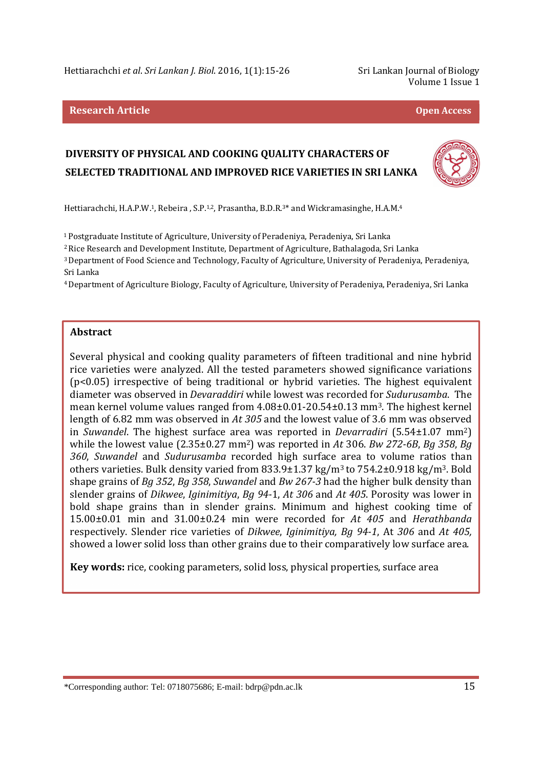Research Article

Open Access

# DIVERSITY OF PHYSICAL AND COOKING QUALITY CHARACTERS OF SELECTED TRADITIONAL AND IMPROVED RICE VARIETIES IN SRI LANKA

Hettiarachchi, H.A.P.W.[1], Rebeira , S.P.[1,2], Prasantha, B.D.R.[3]* and Wickramasinghe, H.A.M.[4]

[1] Postgraduate Institute of Agriculture, University of Peradeniya, Peradeniya, Sri Lanka

[2] Rice Research and Development Institute, Department of Agriculture, Bathalagoda, Sri Lanka

[3] Department of Food Science and Technology, Faculty of Agriculture, University of Peradeniya, Peradeniya, Sri Lanka

[4] Department of Agriculture Biology, Faculty of Agriculture, University of Peradeniya, Peradeniya, Sri Lanka

## Abstract

Several physical and cooking quality parameters of fifteen traditional and nine hybrid rice varieties were analyzed. All the tested parameters showed significance variations ($p<0.05$) irrespective of being traditional or hybrid varieties. The highest equivalent diameter was observed in *Devaraddiri* while lowest was recorded for *Sudurusamba*. The mean kernel volume values ranged from 4.08±0.01-20.54±0.13 $mm^3$. The highest kernel length of 6.82 mm was observed in *At 305* and the lowest value of 3.6 mm was observed in *Suwandel*. The highest surface area was reported in *Devarradiri* (5.54±1.07 $mm^2$) while the lowest value (2.35±0.27 $mm^2$) was reported in *At* 306. *Bw 272-6B*, *Bg 358*, *Bg 360*, *Suwandel* and *Sudurusamba* recorded high surface area to volume ratios than others varieties. Bulk density varied from 833.9±1.37 $kg/m^3$ to 754.2±0.918 $kg/m^3$. Bold shape grains of *Bg 352*, *Bg 358*, *Suwandel* and *Bw 267-3* had the higher bulk density than slender grains of *Dikwee*, *Iginimitiya*, *Bg 94*-1, *At 306* and *At 405*. Porosity was lower in bold shape grains than in slender grains. Minimum and highest cooking time of 15.00±0.01 min and 31.00±0.24 min were recorded for *At 405* and *Herathbanda* respectively. Slender rice varieties of *Dikwee*, *Iginimitiya, Bg 94-1*, At *306* and *At 405,* showed a lower solid loss than other grains due to their comparatively low surface area.

**Key words:** rice, cooking parameters, solid loss, physical properties, surface area

*Corresponding author: Tel: 0718075686; E-mail: bdrp@pdn.ac.lk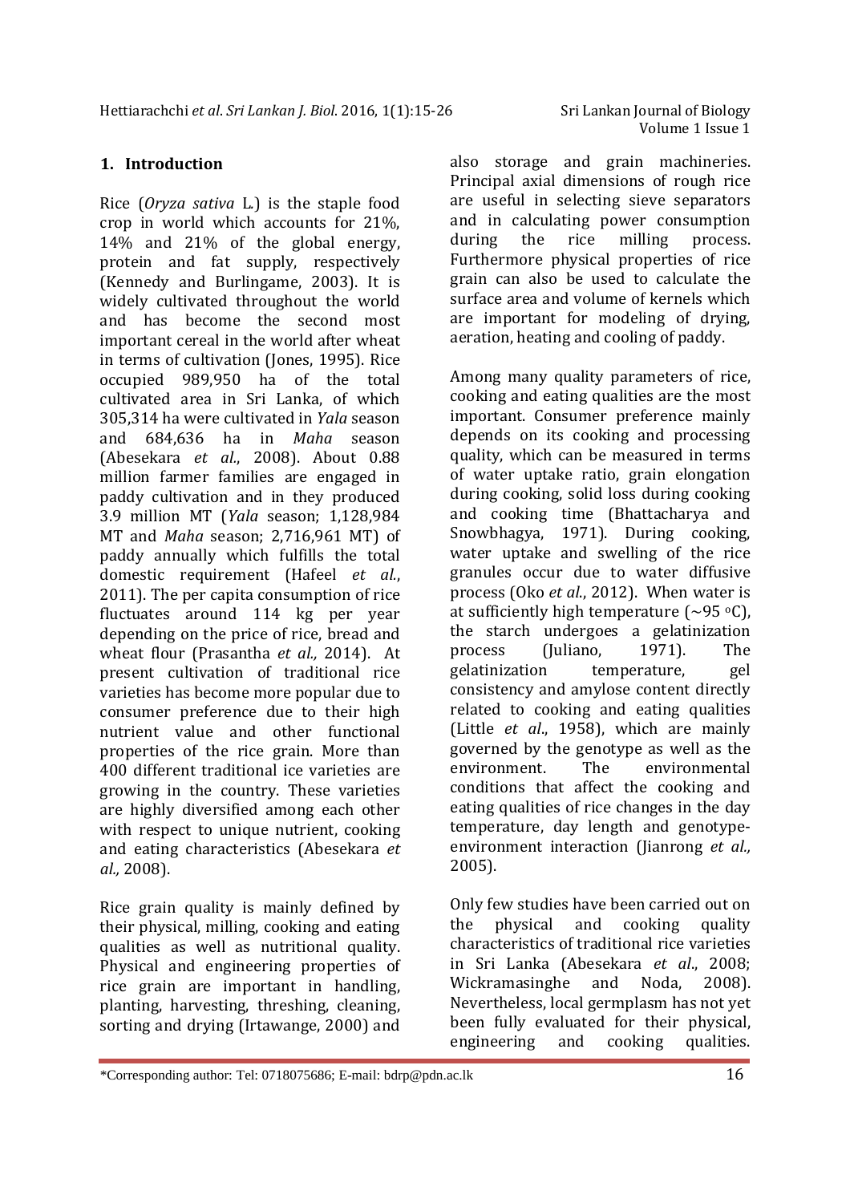## 1. Introduction

Rice (*Oryza sativa* L.) is the staple food crop in world which accounts for 21%, 14% and 21% of the global energy, protein and fat supply, respectively (Kennedy and Burlingame, 2003). It is widely cultivated throughout the world and has become the second most important cereal in the world after wheat in terms of cultivation (Jones, 1995). Rice occupied 989,950 ha of the total cultivated area in Sri Lanka, of which 305,314 ha were cultivated in *Yala* season and 684,636 ha in *Maha* season (Abesekara *et al*., 2008). About 0.88 million farmer families are engaged in paddy cultivation and in they produced 3.9 million MT (*Yala* season; 1,128,984 MT and *Maha* season; 2,716,961 MT) of paddy annually which fulfills the total domestic requirement (Hafeel *et al*., 2011). The per capita consumption of rice fluctuates around 114 kg per year depending on the price of rice, bread and wheat flour (Prasantha *et al.,* 2014). At present cultivation of traditional rice varieties has become more popular due to consumer preference due to their high nutrient value and other functional properties of the rice grain. More than 400 different traditional ice varieties are growing in the country. These varieties are highly diversified among each other with respect to unique nutrient, cooking and eating characteristics (Abesekara *et al.,* 2008).

Rice grain quality is mainly defined by their physical, milling, cooking and eating qualities as well as nutritional quality. Physical and engineering properties of rice grain are important in handling, planting, harvesting, threshing, cleaning, sorting and drying (Irtawange, 2000) and also storage and grain machineries. Principal axial dimensions of rough rice are useful in selecting sieve separators and in calculating power consumption during the rice milling process. Furthermore physical properties of rice grain can also be used to calculate the surface area and volume of kernels which are important for modeling of drying, aeration, heating and cooling of paddy.

Among many quality parameters of rice, cooking and eating qualities are the most important. Consumer preference mainly depends on its cooking and processing quality, which can be measured in terms of water uptake ratio, grain elongation during cooking, solid loss during cooking and cooking time (Bhattacharya and Snowbhagya, 1971). During cooking, water uptake and swelling of the rice granules occur due to water diffusive process (Oko *et al.*, 2012). When water is at sufficiently high temperature (~95 $^{o}$C), the starch undergoes a gelatinization process (Juliano, 1971). The gelatinization temperature, gel consistency and amylose content directly related to cooking and eating qualities (Little *et al*., 1958), which are mainly governed by the genotype as well as the environment. The environmental conditions that affect the cooking and eating qualities of rice changes in the day temperature, day length and genotype-environment interaction (Jianrong *et al.,* 2005).

Only few studies have been carried out on the physical and cooking quality characteristics of traditional rice varieties in Sri Lanka (Abesekara *et al*., 2008; Wickramasinghe and Noda, 2008). Nevertheless, local germplasm has not yet been fully evaluated for their physical, engineering and cooking qualities.

*Corresponding author: Tel: 0718075686; E-mail: bdrp@pdn.ac.lk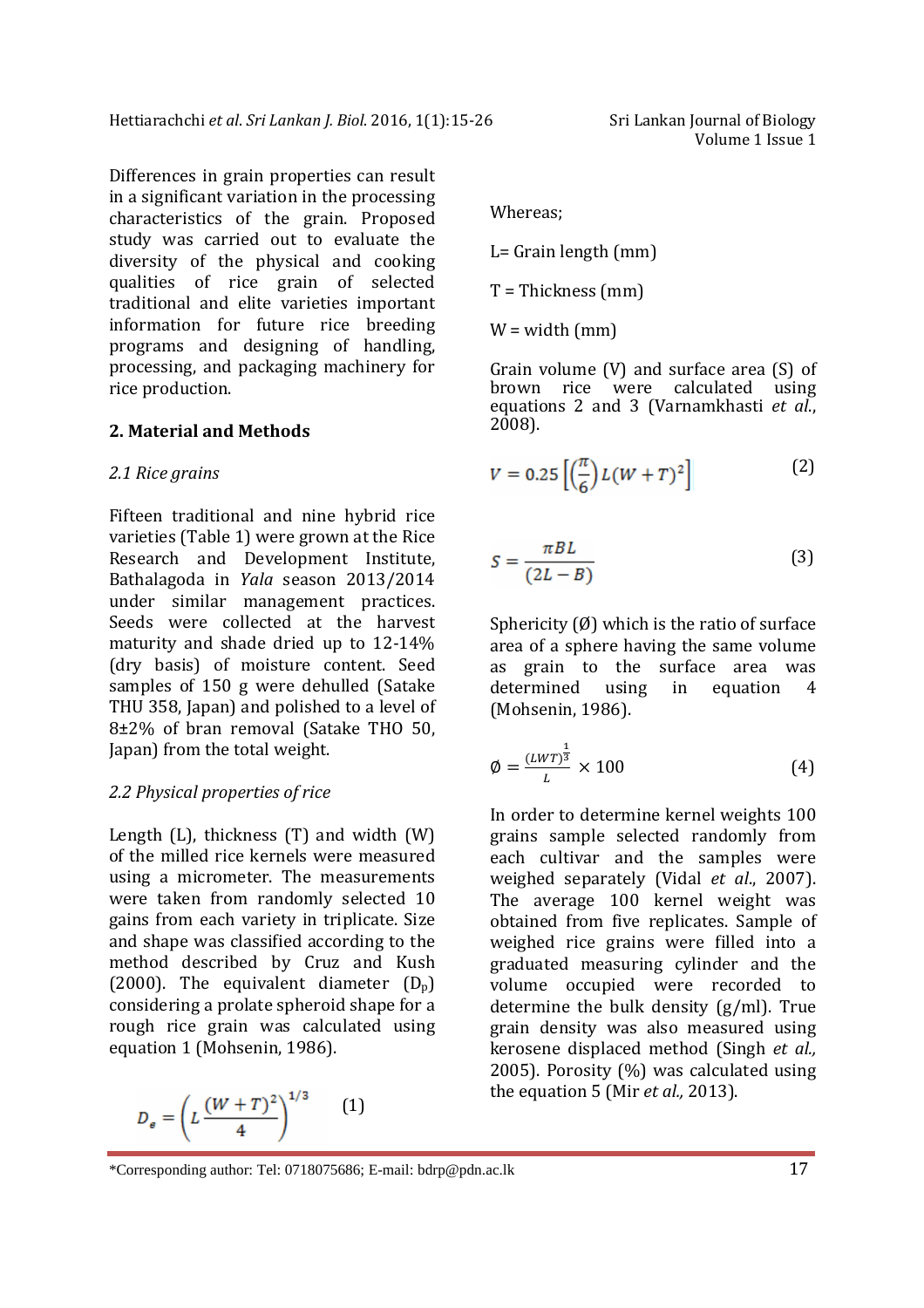Differences in grain properties can result in a significant variation in the processing characteristics of the grain. Proposed study was carried out to evaluate the diversity of the physical and cooking qualities of rice grain of selected traditional and elite varieties important information for future rice breeding programs and designing of handling, processing, and packaging machinery for rice production.

## 2. Material and Methods

### *2.1 Rice grains*

Fifteen traditional and nine hybrid rice varieties (Table 1) were grown at the Rice Research and Development Institute, Bathalagoda in *Yala* season 2013/2014 under similar management practices. Seeds were collected at the harvest maturity and shade dried up to 12-14% (dry basis) of moisture content. Seed samples of 150 g were dehulled (Satake THU 358, Japan) and polished to a level of 8±2% of bran removal (Satake THO 50, Japan) from the total weight.

### *2.2 Physical properties of rice*

Length (L), thickness (T) and width (W) of the milled rice kernels were measured using a micrometer. The measurements were taken from randomly selected 10 gains from each variety in triplicate. Size and shape was classified according to the method described by Cruz and Kush (2000). The equivalent diameter ($D_p$) considering a prolate spheroid shape for a rough rice grain was calculated using equation 1 (Mohsenin, 1986).

$$D_e = \left( L \frac{(W+T)^2}{4} \right)^{1/3} \qquad (1)$$

Whereas;

L= Grain length (mm)

T = Thickness (mm)

W = width (mm)

Grain volume (V) and surface area (S) of brown rice were calculated using equations 2 and 3 (Varnamkhasti *et al.*, 2008).

$$V = 0.25 \left[ \left( \frac{\pi}{6} \right) L (W+T)^2 \right] \qquad (2)$$

$$S = \frac{\pi B L}{(2L - B)} \qquad (3)$$

Sphericity (Ø) which is the ratio of surface area of a sphere having the same volume as grain to the surface area was determined using in equation 4 (Mohsenin, 1986).

$$Ø = \frac{(LWT)^{\frac{1}{3}}}{L} \times 100 \qquad (4)$$

In order to determine kernel weights 100 grains sample selected randomly from each cultivar and the samples were weighed separately (Vidal *et al.*, 2007). The average 100 kernel weight was obtained from five replicates. Sample of weighed rice grains were filled into a graduated measuring cylinder and the volume occupied were recorded to determine the bulk density (g/ml). True grain density was also measured using kerosene displaced method (Singh *et al.,* 2005). Porosity (%) was calculated using the equation 5 (Mir *et al.,* 2013).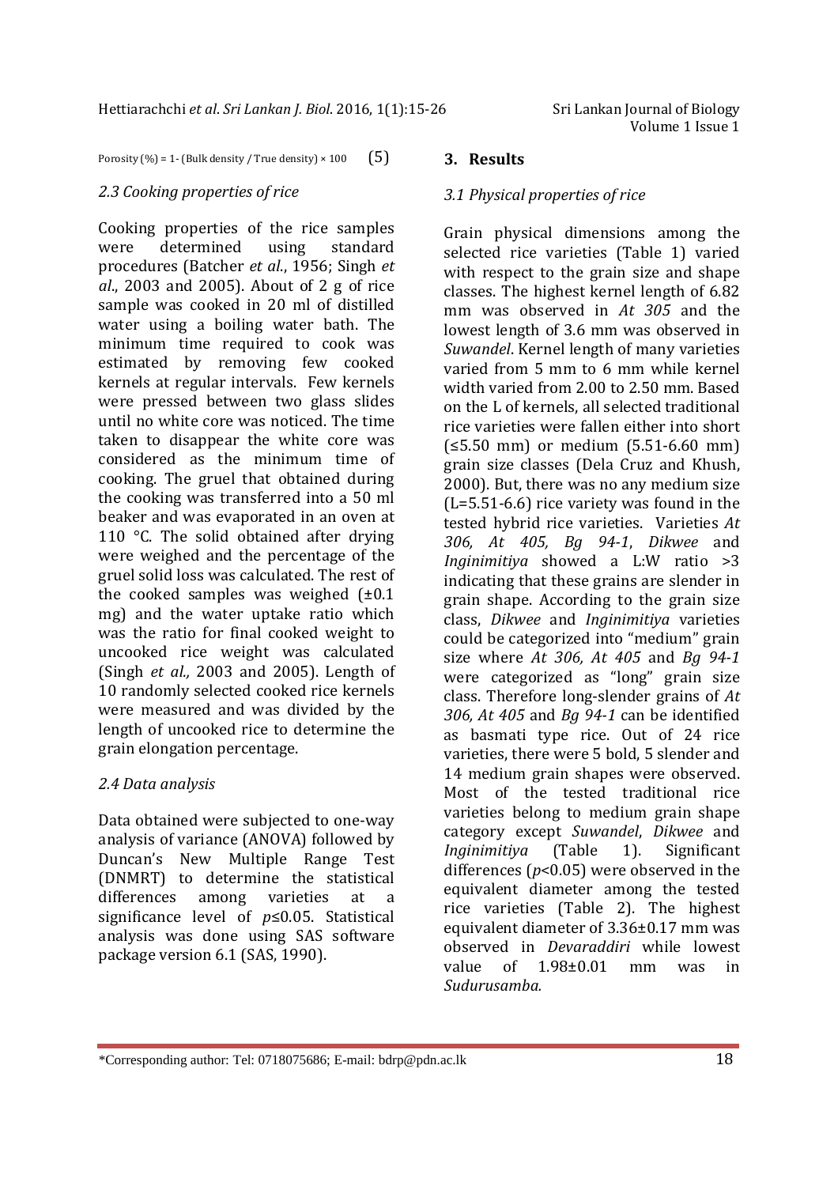$$\text{Porosity (\%)} = 1 - (\text{Bulk density} / \text{True density}) \times 100 \quad (5)$$

### 2.3 Cooking properties of rice

Cooking properties of the rice samples were determined using standard procedures (Batcher *et al*., 1956; Singh *et al*., 2003 and 2005). About of 2 g of rice sample was cooked in 20 ml of distilled water using a boiling water bath. The minimum time required to cook was estimated by removing few cooked kernels at regular intervals. Few kernels were pressed between two glass slides until no white core was noticed. The time taken to disappear the white core was considered as the minimum time of cooking. The gruel that obtained during the cooking was transferred into a 50 ml beaker and was evaporated in an oven at 110 °C. The solid obtained after drying were weighed and the percentage of the gruel solid loss was calculated. The rest of the cooked samples was weighed (±0.1 mg) and the water uptake ratio which was the ratio for final cooked weight to uncooked rice weight was calculated (Singh *et al.,* 2003 and 2005). Length of 10 randomly selected cooked rice kernels were measured and was divided by the length of uncooked rice to determine the grain elongation percentage.

### 2.4 Data analysis

Data obtained were subjected to one-way analysis of variance (ANOVA) followed by Duncan's New Multiple Range Test (DNMRT) to determine the statistical differences among varieties at a significance level of $p \leq 0.05$. Statistical analysis was done using SAS software package version 6.1 (SAS, 1990).

## 3. Results

### 3.1 Physical properties of rice

Grain physical dimensions among the selected rice varieties (Table 1) varied with respect to the grain size and shape classes. The highest kernel length of 6.82 mm was observed in *At 305* and the lowest length of 3.6 mm was observed in *Suwandel*. Kernel length of many varieties varied from 5 mm to 6 mm while kernel width varied from 2.00 to 2.50 mm. Based on the L of kernels, all selected traditional rice varieties were fallen either into short (≤5.50 mm) or medium (5.51-6.60 mm) grain size classes (Dela Cruz and Khush, 2000). But, there was no any medium size (L=5.51-6.6) rice variety was found in the tested hybrid rice varieties. Varieties *At 306, At 405, Bg 94-1*, *Dikwee* and *Inginimitiya* showed a L:W ratio >3 indicating that these grains are slender in grain shape. According to the grain size class, *Dikwee* and *Inginimitiya* varieties could be categorized into "medium" grain size where *At 306, At 405* and *Bg 94-1* were categorized as "long" grain size class. Therefore long-slender grains of *At 306, At 405* and *Bg 94-1* can be identified as basmati type rice. Out of 24 rice varieties, there were 5 bold, 5 slender and 14 medium grain shapes were observed. Most of the tested traditional rice varieties belong to medium grain shape category except *Suwandel*, *Dikwee* and *Inginimitiya* (Table 1). Significant differences ($p<0.05$) were observed in the equivalent diameter among the tested rice varieties (Table 2). The highest equivalent diameter of 3.36±0.17 mm was observed in *Devaraddiri* while lowest value of 1.98±0.01 mm was in *Sudurusamba.*

*Corresponding author: Tel: 0718075686; E-mail: bdrp@pdn.ac.lk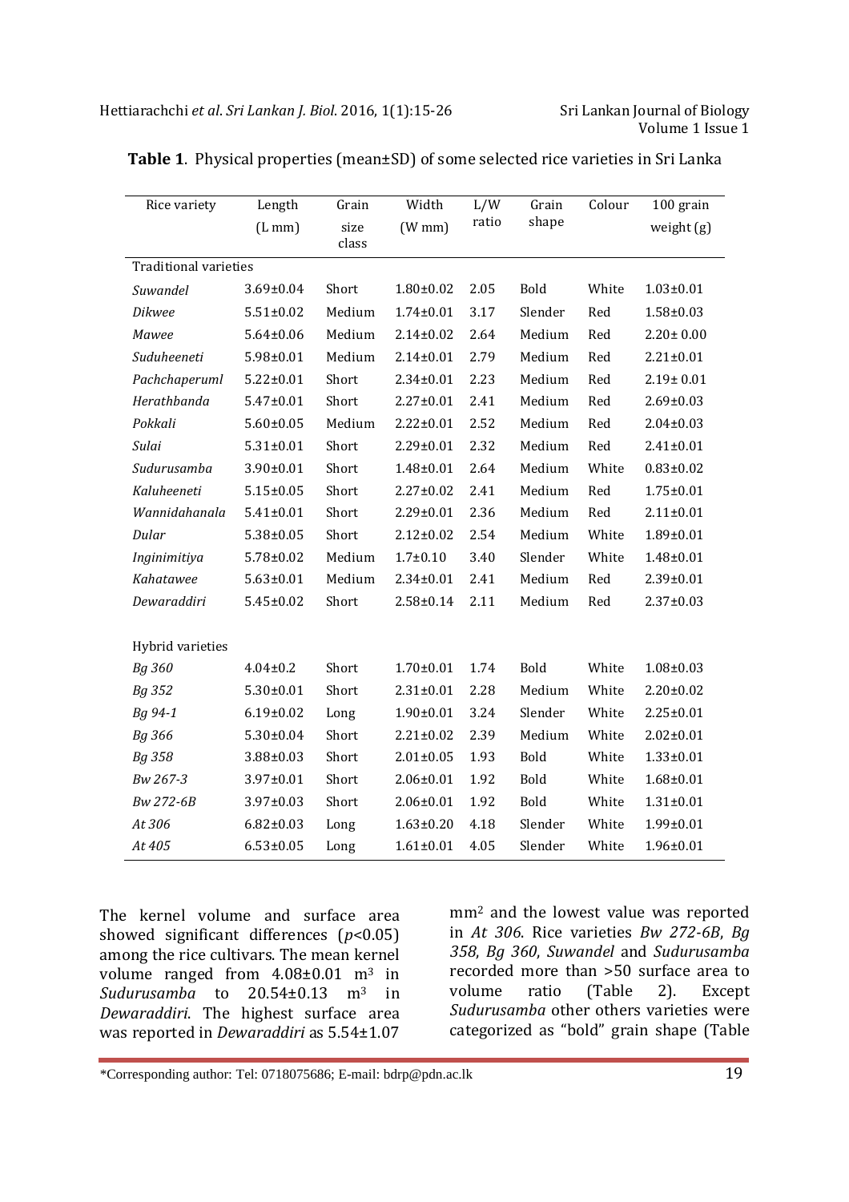**Table 1**. Physical properties (mean±SD) of some selected rice varieties in Sri Lanka

| Rice variety | Length (L mm) | Grain size class | Width (W mm) | L/W ratio | Grain shape | Colour | 100 grain weight (g) |
|---|---|---|---|---|---|---|---|
| Traditional varieties | | | | | | | |
| *Suwandel* | 3.69±0.04 | Short | 1.80±0.02 | 2.05 | Bold | White | 1.03±0.01 |
| *Dikwee* | 5.51±0.02 | Medium | 1.74±0.01 | 3.17 | Slender | Red | 1.58±0.03 |
| *Mawee* | 5.64±0.06 | Medium | 2.14±0.02 | 2.64 | Medium | Red | 2.20± 0.00 |
| *Suduheeneti* | 5.98±0.01 | Medium | 2.14±0.01 | 2.79 | Medium | Red | 2.21±0.01 |
| *Pachchaperuml* | 5.22±0.01 | Short | 2.34±0.01 | 2.23 | Medium | Red | 2.19± 0.01 |
| *Herathbanda* | 5.47±0.01 | Short | 2.27±0.01 | 2.41 | Medium | Red | 2.69±0.03 |
| *Pokkali* | 5.60±0.05 | Medium | 2.22±0.01 | 2.52 | Medium | Red | 2.04±0.03 |
| *Sulai* | 5.31±0.01 | Short | 2.29±0.01 | 2.32 | Medium | Red | 2.41±0.01 |
| *Sudurusamba* | 3.90±0.01 | Short | 1.48±0.01 | 2.64 | Medium | White | 0.83±0.02 |
| *Kaluheeneti* | 5.15±0.05 | Short | 2.27±0.02 | 2.41 | Medium | Red | 1.75±0.01 |
| *Wannidahanala* | 5.41±0.01 | Short | 2.29±0.01 | 2.36 | Medium | Red | 2.11±0.01 |
| *Dular* | 5.38±0.05 | Short | 2.12±0.02 | 2.54 | Medium | White | 1.89±0.01 |
| *Inginimitiya* | 5.78±0.02 | Medium | 1.7±0.10 | 3.40 | Slender | White | 1.48±0.01 |
| *Kahatawee* | 5.63±0.01 | Medium | 2.34±0.01 | 2.41 | Medium | Red | 2.39±0.01 |
| *Dewaraddiri* | 5.45±0.02 | Short | 2.58±0.14 | 2.11 | Medium | Red | 2.37±0.03 |
| Hybrid varieties | | | | | | | |
| *Bg 360* | 4.04±0.2 | Short | 1.70±0.01 | 1.74 | Bold | White | 1.08±0.03 |
| *Bg 352* | 5.30±0.01 | Short | 2.31±0.01 | 2.28 | Medium | White | 2.20±0.02 |
| *Bg 94-1* | 6.19±0.02 | Long | 1.90±0.01 | 3.24 | Slender | White | 2.25±0.01 |
| *Bg 366* | 5.30±0.04 | Short | 2.21±0.02 | 2.39 | Medium | White | 2.02±0.01 |
| *Bg 358* | 3.88±0.03 | Short | 2.01±0.05 | 1.93 | Bold | White | 1.33±0.01 |
| *Bw 267-3* | 3.97±0.01 | Short | 2.06±0.01 | 1.92 | Bold | White | 1.68±0.01 |
| *Bw 272-6B* | 3.97±0.03 | Short | 2.06±0.01 | 1.92 | Bold | White | 1.31±0.01 |
| *At 306* | 6.82±0.03 | Long | 1.63±0.20 | 4.18 | Slender | White | 1.99±0.01 |
| *At 405* | 6.53±0.05 | Long | 1.61±0.01 | 4.05 | Slender | White | 1.96±0.01 |

The kernel volume and surface area showed significant differences ($p$<0.05) among the rice cultivars. The mean kernel volume ranged from 4.08±0.01 $m^3$ in *Sudurusamba* to 20.54±0.13 $m^3$ in *Dewaraddiri*. The highest surface area was reported in *Dewaraddiri* as 5.54±1.07 $mm^2$ and the lowest value was reported in *At 306*. Rice varieties *Bw 272-6B*, *Bg 358*, *Bg 360*, *Suwandel* and *Sudurusamba* recorded more than >50 surface area to volume ratio (Table 2). Except *Sudurusamba* other others varieties were categorized as "bold" grain shape (Table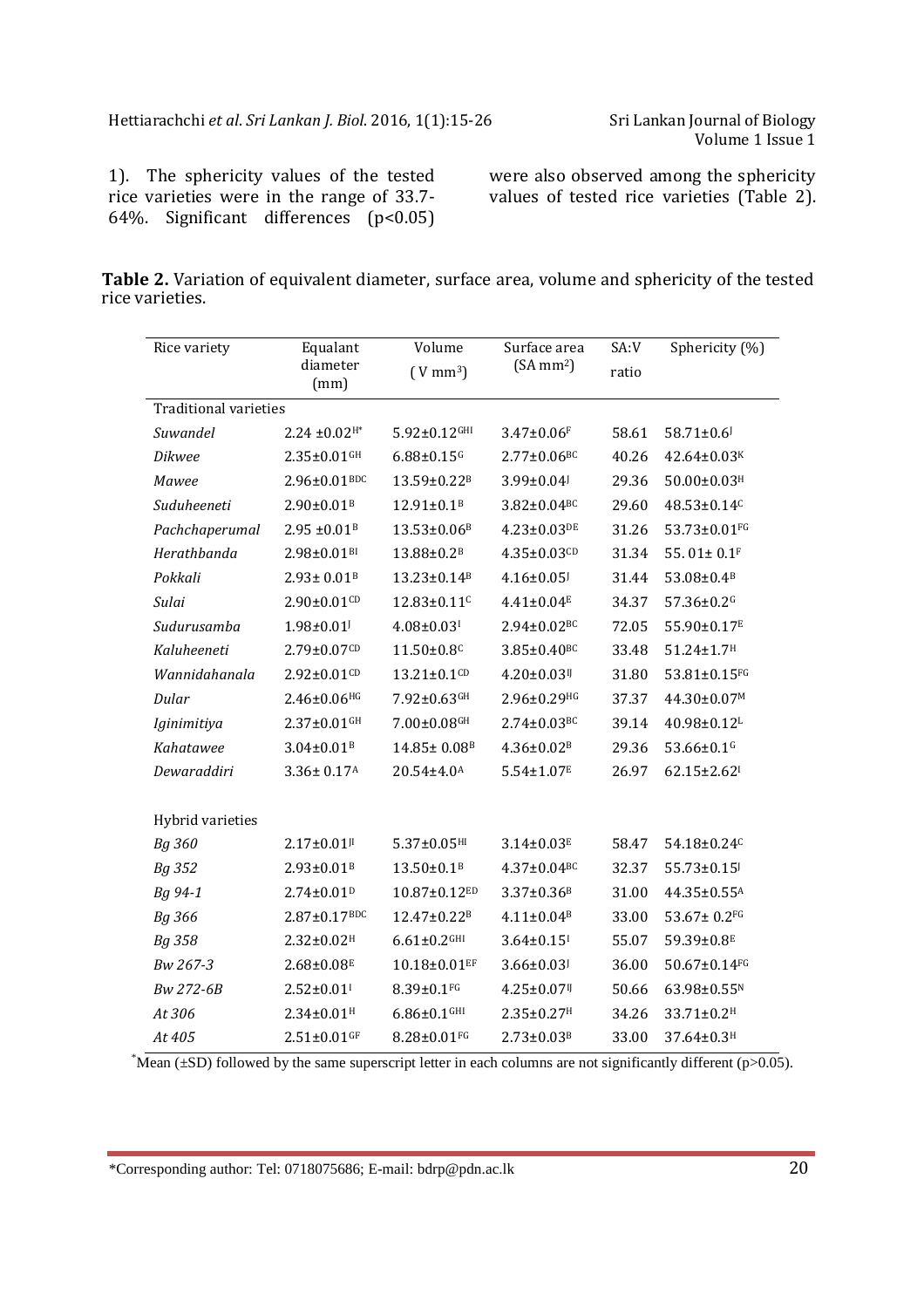1). The sphericity values of the tested rice varieties were in the range of 33.7-64%. Significant differences ($p<0.05$) were also observed among the sphericity values of tested rice varieties (Table 2).

**Table 2.** Variation of equivalent diameter, surface area, volume and sphericity of the tested rice varieties.

| Rice variety | Equalant diameter (mm) | Volume ( V $mm^3$) | Surface area (SA $mm^2$) | SA:V ratio | Sphericity (%) |
|---|---|---|---|---|---|
| Traditional varieties | | | | | |
| *Suwandel* | 2.24 ±0.02$^{H*}$ | 5.92±0.12$^{GHI}$ | 3.47±0.06$^{F}$ | 58.61 | 58.71±0.6$^{J}$ |
| *Dikwee* | 2.35±0.01$^{GH}$ | 6.88±0.15$^{G}$ | 2.77±0.06$^{BC}$ | 40.26 | 42.64±0.03$^{K}$ |
| *Mawee* | 2.96±0.01$^{BDC}$ | 13.59±0.22$^{B}$ | 3.99±0.04$^{J}$ | 29.36 | 50.00±0.03$^{H}$ |
| *Suduheeneti* | 2.90±0.01$^{B}$ | 12.91±0.1$^{B}$ | 3.82±0.04$^{BC}$ | 29.60 | 48.53±0.14$^{C}$ |
| *Pachchaperumal* | 2.95 ±0.01$^{B}$ | 13.53±0.06$^{B}$ | 4.23±0.03$^{DE}$ | 31.26 | 53.73±0.01$^{FG}$ |
| *Herathbanda* | 2.98±0.01$^{BI}$ | 13.88±0.2$^{B}$ | 4.35±0.03$^{CD}$ | 31.34 | 55. 01± 0.1$^{F}$ |
| *Pokkali* | 2.93± 0.01$^{B}$ | 13.23±0.14$^{B}$ | 4.16±0.05$^{J}$ | 31.44 | 53.08±0.4$^{B}$ |
| *Sulai* | 2.90±0.01$^{CD}$ | 12.83±0.11$^{C}$ | 4.41±0.04$^{E}$ | 34.37 | 57.36±0.2$^{G}$ |
| *Sudurusamba* | 1.98±0.01$^{J}$ | 4.08±0.03$^{I}$ | 2.94±0.02$^{BC}$ | 72.05 | 55.90±0.17$^{E}$ |
| *Kaluheeneti* | 2.79±0.07$^{CD}$ | 11.50±0.8$^{C}$ | 3.85±0.40$^{BC}$ | 33.48 | 51.24±1.7$^{H}$ |
| *Wannidahanala* | 2.92±0.01$^{CD}$ | 13.21±0.1$^{CD}$ | 4.20±0.03$^{IJ}$ | 31.80 | 53.81±0.15$^{FG}$ |
| *Dular* | 2.46±0.06$^{HG}$ | 7.92±0.63$^{GH}$ | 2.96±0.29$^{HG}$ | 37.37 | 44.30±0.07$^{M}$ |
| *Iginimitiya* | 2.37±0.01$^{GH}$ | 7.00±0.08$^{GH}$ | 2.74±0.03$^{BC}$ | 39.14 | 40.98±0.12$^{L}$ |
| *Kahatawee* | 3.04±0.01$^{B}$ | 14.85± 0.08$^{B}$ | 4.36±0.02$^{B}$ | 29.36 | 53.66±0.1$^{G}$ |
| *Dewaraddiri* | 3.36± 0.17$^{A}$ | 20.54±4.0$^{A}$ | 5.54±1.07$^{E}$ | 26.97 | 62.15±2.62$^{I}$ |
| Hybrid varieties | | | | | |
| *Bg 360* | 2.17±0.01$^{JI}$ | 5.37±0.05$^{HI}$ | 3.14±0.03$^{E}$ | 58.47 | 54.18±0.24$^{C}$ |
| *Bg 352* | 2.93±0.01$^{B}$ | 13.50±0.1$^{B}$ | 4.37±0.04$^{BC}$ | 32.37 | 55.73±0.15$^{J}$ |
| *Bg 94-1* | 2.74±0.01$^{D}$ | 10.87±0.12$^{ED}$ | 3.37±0.36$^{B}$ | 31.00 | 44.35±0.55$^{A}$ |
| *Bg 366* | 2.87±0.17$^{BDC}$ | 12.47±0.22$^{B}$ | 4.11±0.04$^{B}$ | 33.00 | 53.67± 0.2$^{FG}$ |
| *Bg 358* | 2.32±0.02$^{H}$ | 6.61±0.2$^{GHI}$ | 3.64±0.15$^{I}$ | 55.07 | 59.39±0.8$^{E}$ |
| *Bw 267-3* | 2.68±0.08$^{E}$ | 10.18±0.01$^{EF}$ | 3.66±0.03$^{J}$ | 36.00 | 50.67±0.14$^{FG}$ |
| *Bw 272-6B* | 2.52±0.01$^{I}$ | 8.39±0.1$^{FG}$ | 4.25±0.07$^{IJ}$ | 50.66 | 63.98±0.55$^{N}$ |
| *At 306* | 2.34±0.01$^{H}$ | 6.86±0.1$^{GHI}$ | 2.35±0.27$^{H}$ | 34.26 | 33.71±0.2$^{H}$ |
| *At 405* | 2.51±0.01$^{GF}$ | 8.28±0.01$^{FG}$ | 2.73±0.03$^{B}$ | 33.00 | 37.64±0.3$^{H}$ |

*Mean (±SD) followed by the same superscript letter in each columns are not significantly different ($p>0.05$).

*Corresponding author: Tel: 0718075686; E-mail: bdrp@pdn.ac.lk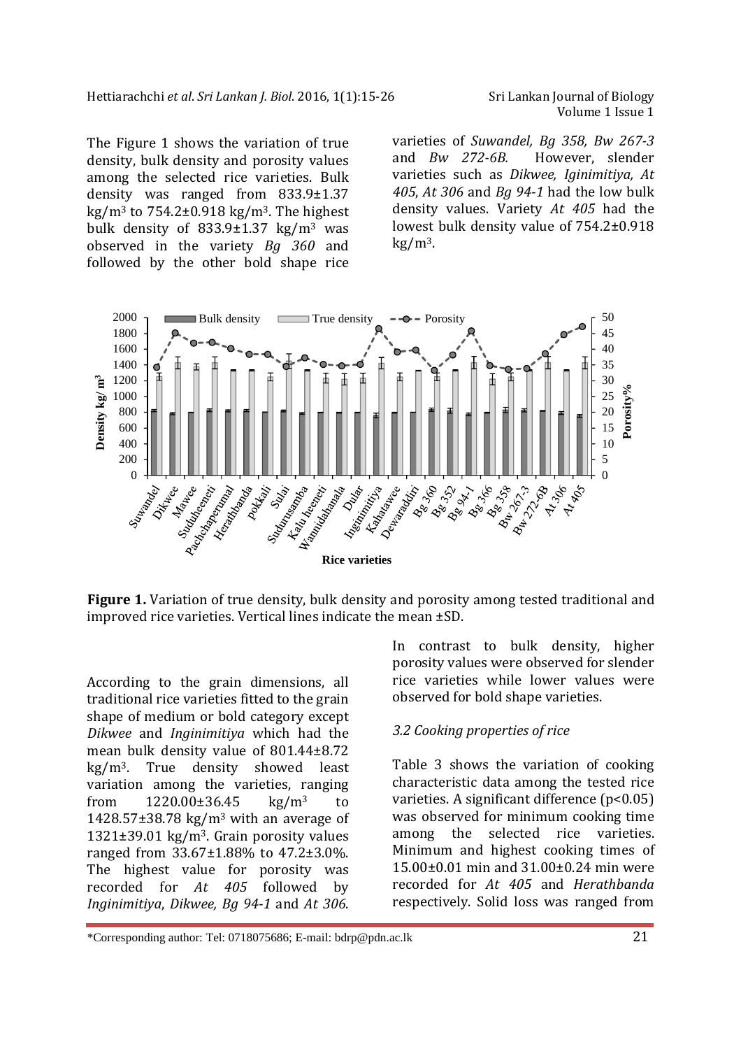The Figure 1 shows the variation of true density, bulk density and porosity values among the selected rice varieties. Bulk density was ranged from 833.9±1.37 kg/m³ to 754.2±0.918 kg/m³. The highest bulk density of 833.9±1.37 kg/m³ was observed in the variety *Bg 360* and followed by the other bold shape rice varieties of *Suwandel, Bg 358, Bw 267-3* and *Bw 272-6B.* However, slender varieties such as *Dikwee, Iginimitiya, At 405*, *At 306* and *Bg 94-1* had the low bulk density values. Variety *At 405* had the lowest bulk density value of 754.2±0.918 kg/m³.

**Figure 1.** Variation of true density, bulk density and porosity among tested traditional and improved rice varieties. Vertical lines indicate the mean ±SD.

According to the grain dimensions, all traditional rice varieties fitted to the grain shape of medium or bold category except *Dikwee* and *Inginimitiya* which had the mean bulk density value of 801.44±8.72 kg/m³. True density showed least variation among the varieties, ranging from 1220.00±36.45 kg/m³ to 1428.57±38.78 kg/m³ with an average of 1321±39.01 kg/m³. Grain porosity values ranged from 33.67±1.88% to 47.2±3.0%. The highest value for porosity was recorded for *At 405* followed by *Inginimitiya*, *Dikwee, Bg 94-1* and *At 306*. In contrast to bulk density, higher porosity values were observed for slender rice varieties while lower values were observed for bold shape varieties.

### *3.2 Cooking properties of rice*

Table 3 shows the variation of cooking characteristic data among the tested rice varieties. A significant difference ($p<0.05$) was observed for minimum cooking time among the selected rice varieties. Minimum and highest cooking times of 15.00±0.01 min and 31.00±0.24 min were recorded for *At 405* and *Herathbanda* respectively. Solid loss was ranged from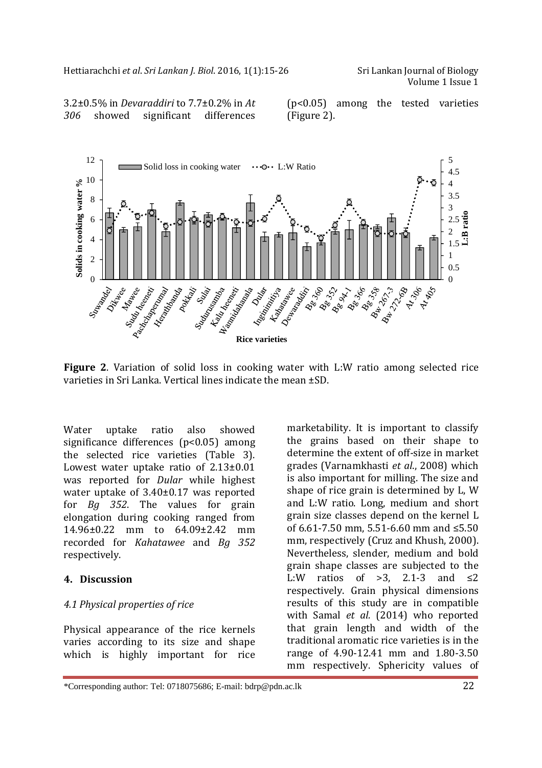3.2±0.5% in *Devaraddiri* to 7.7±0.2% in *At 306* showed significant differences ($p<0.05$) among the tested varieties (Figure 2).

**Figure 2**. Variation of solid loss in cooking water with L:W ratio among selected rice varieties in Sri Lanka. Vertical lines indicate the mean ±SD.

Water uptake ratio also showed significance differences ($p<0.05$) among the selected rice varieties (Table 3). Lowest water uptake ratio of 2.13±0.01 was reported for *Dular* while highest water uptake of 3.40±0.17 was reported for *Bg 352*. The values for grain elongation during cooking ranged from 14.96±0.22 mm to 64.09±2.42 mm recorded for *Kahatawee* and *Bg 352* respectively.

## 4. Discussion

### *4.1 Physical properties of rice*

Physical appearance of the rice kernels varies according to its size and shape which is highly important for rice marketability. It is important to classify the grains based on their shape to determine the extent of off-size in market grades (Varnamkhasti *et al.*, 2008) which is also important for milling. The size and shape of rice grain is determined by L, W and L:W ratio. Long, medium and short grain size classes depend on the kernel L of 6.61-7.50 mm, 5.51-6.60 mm and ≤5.50 mm, respectively (Cruz and Khush, 2000). Nevertheless, slender, medium and bold grain shape classes are subjected to the L:W ratios of >3, 2.1-3 and ≤2 respectively. Grain physical dimensions results of this study are in compatible with Samal *et al.* (2014) who reported that grain length and width of the traditional aromatic rice varieties is in the range of 4.90-12.41 mm and 1.80-3.50 mm respectively. Sphericity values of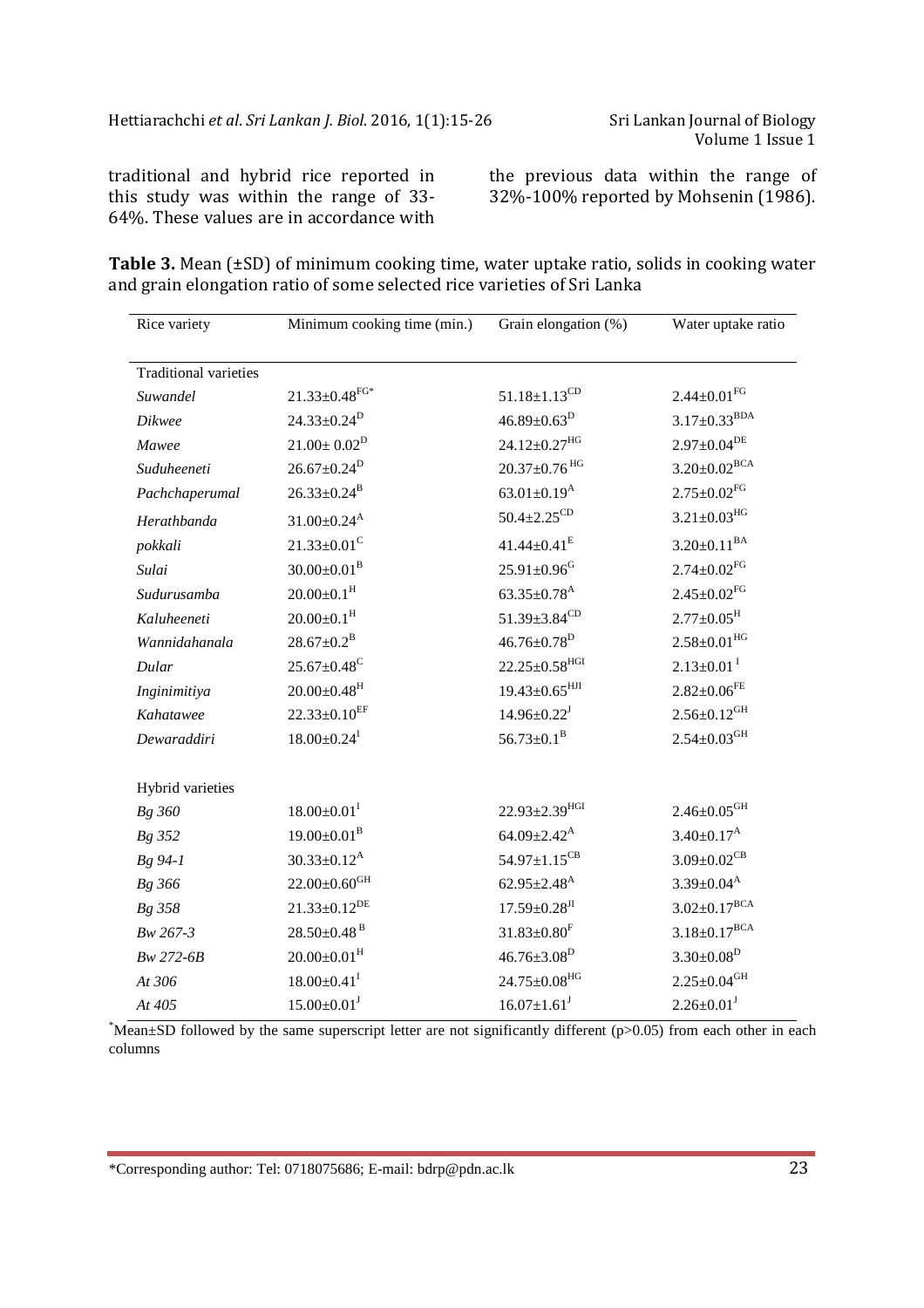traditional and hybrid rice reported in this study was within the range of 33-64%. These values are in accordance with the previous data within the range of 32%-100% reported by Mohsenin (1986).

**Table 3.** Mean (±SD) of minimum cooking time, water uptake ratio, solids in cooking water and grain elongation ratio of some selected rice varieties of Sri Lanka

| Rice variety | Minimum cooking time (min.) | Grain elongation (%) | Water uptake ratio |
|---|---|---|---|
| Traditional varieties | | | |
| *Suwandel* | $21.33±0.48^{FG*}$ | $51.18±1.13^{CD}$ | $2.44±0.01^{FG}$ |
| *Dikwee* | $24.33±0.24^{D}$ | $46.89±0.63^{D}$ | $3.17±0.33^{BDA}$ |
| *Mawee* | $21.00± 0.02^{D}$ | $24.12±0.27^{HG}$ | $2.97±0.04^{DE}$ |
| *Suduheeneti* | $26.67±0.24^{D}$ | $20.37±0.76^{HG}$ | $3.20±0.02^{BCA}$ |
| *Pachchaperumal* | $26.33±0.24^{B}$ | $63.01±0.19^{A}$ | $2.75±0.02^{FG}$ |
| *Herathbanda* | $31.00±0.24^{A}$ | $50.4±2.25^{CD}$ | $3.21±0.03^{HG}$ |
| *pokkali* | $21.33±0.01^{C}$ | $41.44±0.41^{E}$ | $3.20±0.11^{BA}$ |
| *Sulai* | $30.00±0.01^{B}$ | $25.91±0.96^{G}$ | $2.74±0.02^{FG}$ |
| *Sudurusamba* | $20.00±0.1^{H}$ | $63.35±0.78^{A}$ | $2.45±0.02^{FG}$ |
| *Kaluheeneti* | $20.00±0.1^{H}$ | $51.39±3.84^{CD}$ | $2.77±0.05^{H}$ |
| *Wannidahanala* | $28.67±0.2^{B}$ | $46.76±0.78^{D}$ | $2.58±0.01^{HG}$ |
| *Dular* | $25.67±0.48^{C}$ | $22.25±0.58^{HGI}$ | $2.13±0.01^{I}$ |
| *Inginimitiya* | $20.00±0.48^{H}$ | $19.43±0.65^{HJI}$ | $2.82±0.06^{FE}$ |
| *Kahatawee* | $22.33±0.10^{EF}$ | $14.96±0.22^{J}$ | $2.56±0.12^{GH}$ |
| *Dewaraddiri* | $18.00±0.24^{I}$ | $56.73±0.1^{B}$ | $2.54±0.03^{GH}$ |
| Hybrid varieties | | | |
| *Bg 360* | $18.00±0.01^{I}$ | $22.93±2.39^{HGI}$ | $2.46±0.05^{GH}$ |
| *Bg 352* | $19.00±0.01^{B}$ | $64.09±2.42^{A}$ | $3.40±0.17^{A}$ |
| *Bg 94-1* | $30.33±0.12^{A}$ | $54.97±1.15^{CB}$ | $3.09±0.02^{CB}$ |
| *Bg 366* | $22.00±0.60^{GH}$ | $62.95±2.48^{A}$ | $3.39±0.04^{A}$ |
| *Bg 358* | $21.33±0.12^{DE}$ | $17.59±0.28^{II}$ | $3.02±0.17^{BCA}$ |
| *Bw 267-3* | $28.50±0.48^{B}$ | $31.83±0.80^{F}$ | $3.18±0.17^{BCA}$ |
| *Bw 272-6B* | $20.00±0.01^{H}$ | $46.76±3.08^{D}$ | $3.30±0.08^{D}$ |
| *At 306* | $18.00±0.41^{I}$ | $24.75±0.08^{HG}$ | $2.25±0.04^{GH}$ |
| *At 405* | $15.00±0.01^{J}$ | $16.07±1.61^{J}$ | $2.26±0.01^{J}$ |

*Mean±SD followed by the same superscript letter are not significantly different ($p>0.05$) from each other in each columns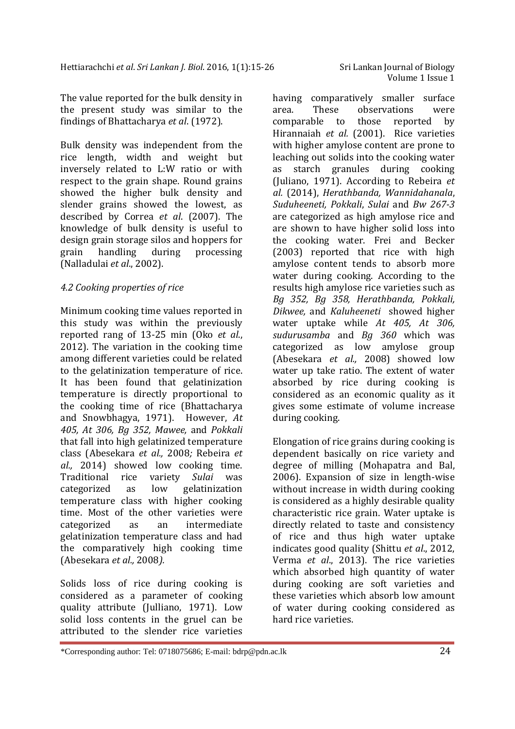The value reported for the bulk density in the present study was similar to the findings of Bhattacharya *et al*. (1972).

Bulk density was independent from the rice length, width and weight but inversely related to L:W ratio or with respect to the grain shape. Round grains showed the higher bulk density and slender grains showed the lowest, as described by Correa *et al*. (2007). The knowledge of bulk density is useful to design grain storage silos and hoppers for grain handling during processing (Nalladulai *et al*., 2002).

### *4.2 Cooking properties of rice*

Minimum cooking time values reported in this study was within the previously reported rang of 13-25 min (Oko *et al*., 2012). The variation in the cooking time among different varieties could be related to the gelatinization temperature of rice. It has been found that gelatinization temperature is directly proportional to the cooking time of rice (Bhattacharya and Snowbhagya, 1971). However, *At 405, At 306, Bg 352, Mawee,* and *Pokkali* that fall into high gelatinized temperature class (Abesekara *et al.,* 2008*;* Rebeira *et al.,* 2014) showed low cooking time. Traditional rice variety *Sulai* was categorized as low gelatinization temperature class with higher cooking time. Most of the other varieties were categorized as an intermediate gelatinization temperature class and had the comparatively high cooking time (Abesekara *et al.,* 2008*).*

Solids loss of rice during cooking is considered as a parameter of cooking quality attribute (Julliano, 1971). Low solid loss contents in the gruel can be attributed to the slender rice varieties having comparatively smaller surface area. These observations were comparable to those reported by Hirannaiah *et al.* (2001). Rice varieties with higher amylose content are prone to leaching out solids into the cooking water as starch granules during cooking (Juliano, 1971). According to Rebeira *et al.* (2014), *Herathbanda, Wannidahanala*, *Suduheeneti, Pokkali*, *Sulai* and *Bw 267-3* are categorized as high amylose rice and are shown to have higher solid loss into the cooking water. Frei and Becker (2003) reported that rice with high amylose content tends to absorb more water during cooking. According to the results high amylose rice varieties such as *Bg 352, Bg 358, Herathbanda, Pokkali, Dikwee,* and *Kaluheeneti* showed higher water uptake while *At 405, At 306, sudurusamba* and *Bg 360* which was categorized as low amylose group (Abesekara *et al.,* 2008) showed low water up take ratio. The extent of water absorbed by rice during cooking is considered as an economic quality as it gives some estimate of volume increase during cooking.

Elongation of rice grains during cooking is dependent basically on rice variety and degree of milling (Mohapatra and Bal, 2006). Expansion of size in length-wise without increase in width during cooking is considered as a highly desirable quality characteristic rice grain. Water uptake is directly related to taste and consistency of rice and thus high water uptake indicates good quality (Shittu *et al*., 2012, Verma *et al*., 2013). The rice varieties which absorbed high quantity of water during cooking are soft varieties and these varieties which absorb low amount of water during cooking considered as hard rice varieties.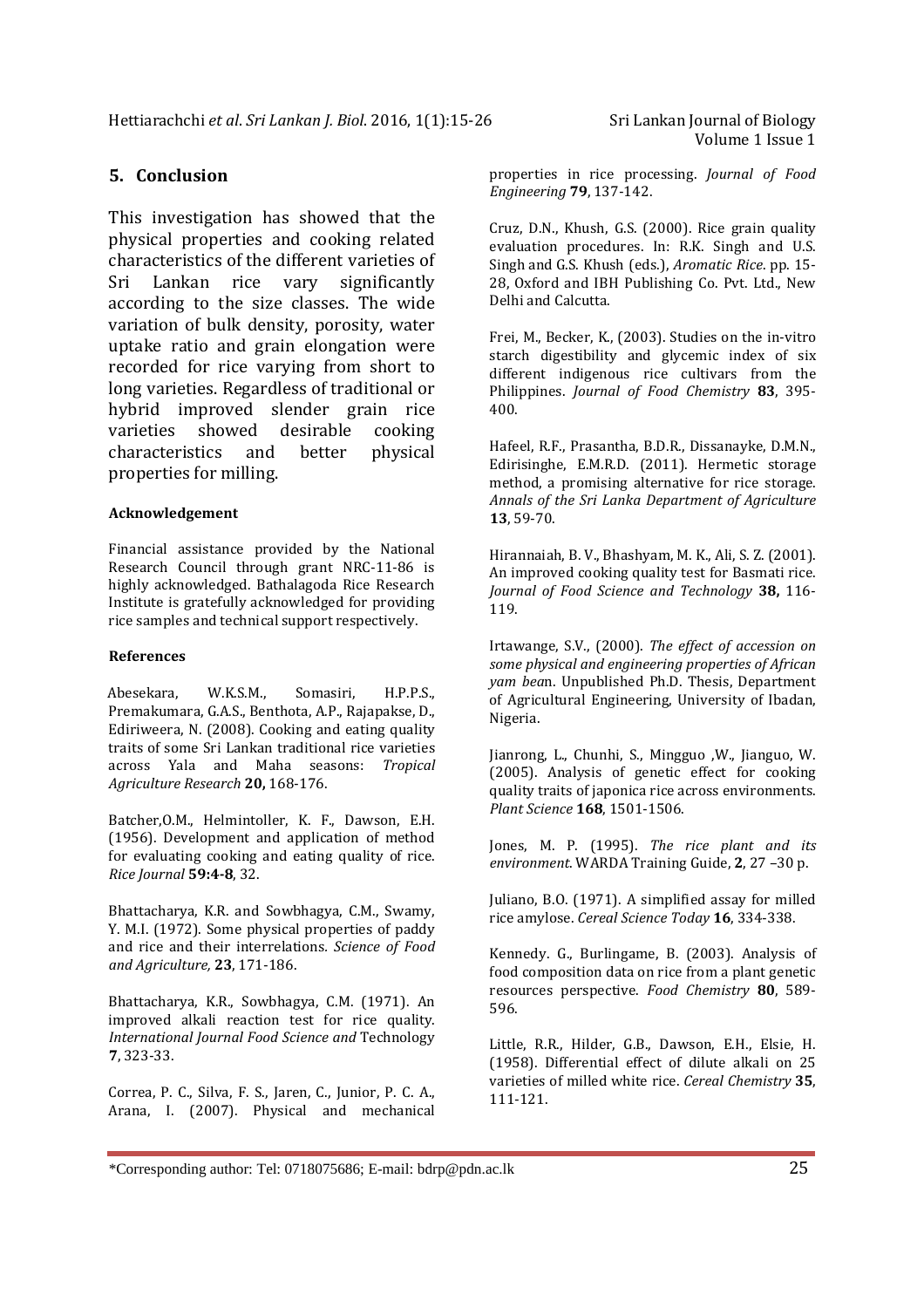## 5. Conclusion

This investigation has showed that the physical properties and cooking related characteristics of the different varieties of Sri Lankan rice vary significantly according to the size classes. The wide variation of bulk density, porosity, water uptake ratio and grain elongation were recorded for rice varying from short to long varieties. Regardless of traditional or hybrid improved slender grain rice varieties showed desirable cooking characteristics and better physical properties for milling.

#### Acknowledgement

Financial assistance provided by the National Research Council through grant NRC-11-86 is highly acknowledged. Bathalagoda Rice Research Institute is gratefully acknowledged for providing rice samples and technical support respectively.

#### References

Abesekara, W.K.S.M., Somasiri, H.P.P.S., Premakumara, G.A.S., Benthota, A.P., Rajapakse, D., Ediriweera, N. (2008). Cooking and eating quality traits of some Sri Lankan traditional rice varieties across Yala and Maha seasons: *Tropical Agriculture Research* **20,** 168-176.

Batcher,O.M., Helmintoller, K. F., Dawson, E.H. (1956). Development and application of method for evaluating cooking and eating quality of rice. *Rice Journal* **59:4-8**, 32.

Bhattacharya, K.R. and Sowbhagya, C.M., Swamy, Y. M.I. (1972). Some physical properties of paddy and rice and their interrelations. *Science of Food and Agriculture,* **23**, 171-186.

Bhattacharya, K.R., Sowbhagya, C.M. (1971). An improved alkali reaction test for rice quality. *International Journal Food Science and* Technology **7**, 323-33.

Correa, P. C., Silva, F. S., Jaren, C., Junior, P. C. A., Arana, I. (2007). Physical and mechanical properties in rice processing. *Journal of Food Engineering* **79**, 137-142.

Cruz, D.N., Khush, G.S. (2000). Rice grain quality evaluation procedures. In: R.K. Singh and U.S. Singh and G.S. Khush (eds.), *Aromatic Rice*. pp. 15-28, Oxford and IBH Publishing Co. Pvt. Ltd., New Delhi and Calcutta.

Frei, M., Becker, K., (2003). Studies on the in-vitro starch digestibility and glycemic index of six different indigenous rice cultivars from the Philippines. *Journal of Food Chemistry* **83**, 395-400.

Hafeel, R.F., Prasantha, B.D.R., Dissanayke, D.M.N., Edirisinghe, E.M.R.D. (2011). Hermetic storage method, a promising alternative for rice storage. *Annals of the Sri Lanka Department of Agriculture* **13**, 59-70.

Hirannaiah, B. V., Bhashyam, M. K., Ali, S. Z. (2001). An improved cooking quality test for Basmati rice. *Journal of Food Science and Technology* **38,** 116-119.

Irtawange, S.V., (2000). *The effect of accession on some physical and engineering properties of African yam bea*n. Unpublished Ph.D. Thesis, Department of Agricultural Engineering, University of Ibadan, Nigeria.

Jianrong, L., Chunhi, S., Mingguo ,W., Jianguo, W. (2005). Analysis of genetic effect for cooking quality traits of japonica rice across environments. *Plant Science* **168**, 1501-1506.

Jones, M. P. (1995). *The rice plant and its environment*. WARDA Training Guide, **2**, 27 –30 p.

Juliano, B.O. (1971). A simplified assay for milled rice amylose. *Cereal Science Today* **16**, 334-338.

Kennedy. G., Burlingame, B. (2003). Analysis of food composition data on rice from a plant genetic resources perspective. *Food Chemistry* **80**, 589-596.

Little, R.R., Hilder, G.B., Dawson, E.H., Elsie, H. (1958). Differential effect of dilute alkali on 25 varieties of milled white rice. *Cereal Chemistry* **35**, 111-121.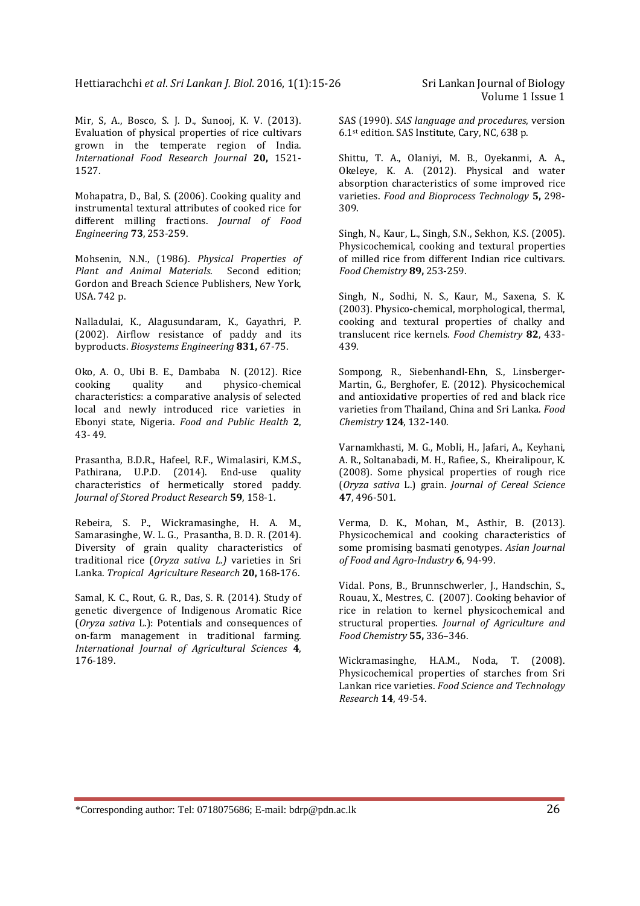Mir, S, A., Bosco, S. J. D., Sunooj, K. V. (2013). Evaluation of physical properties of rice cultivars grown in the temperate region of India. *International Food Research Journal* **20,** 1521-1527.

Mohapatra, D., Bal, S. (2006). Cooking quality and instrumental textural attributes of cooked rice for different milling fractions. *Journal of Food Engineering* **73**, 253-259.

Mohsenin, N.N., (1986). *Physical Properties of Plant and Animal Materials*. Second edition; Gordon and Breach Science Publishers, New York, USA. 742 p.

Nalladulai, K., Alagusundaram, K., Gayathri, P. (2002). Airflow resistance of paddy and its byproducts. *Biosystems Engineering* **831,** 67-75.

Oko, A. O., Ubi B. E., Dambaba N. (2012). Rice cooking quality and physico-chemical characteristics: a comparative analysis of selected local and newly introduced rice varieties in Ebonyi state, Nigeria. *Food and Public Health* **2**, 43- 49.

Prasantha, B.D.R., Hafeel, R.F., Wimalasiri, K.M.S., Pathirana, U.P.D. (2014). End-use quality characteristics of hermetically stored paddy. *Journal of Stored Product Research* **59**, 158-1.

Rebeira, S. P., Wickramasinghe, H. A. M., Samarasinghe, W. L. G., Prasantha, B. D. R. (2014). Diversity of grain quality characteristics of traditional rice (*Oryza sativa L.)* varieties in Sri Lanka. *Tropical Agriculture Research* **20,** 168-176.

Samal, K. C., Rout, G. R., Das, S. R. (2014). Study of genetic divergence of Indigenous Aromatic Rice (*Oryza sativa* L.): Potentials and consequences of on-farm management in traditional farming. *International Journal of Agricultural Sciences* **4**, 176-189.

SAS (1990). *SAS language and procedures*, version 6.1st edition. SAS Institute, Cary, NC, 638 p.

Shittu, T. A., Olaniyi, M. B., Oyekanmi, A. A., Okeleye, K. A. (2012). Physical and water absorption characteristics of some improved rice varieties. *Food and Bioprocess Technology* **5,** 298-309.

Singh, N., Kaur, L., Singh, S.N., Sekhon, K.S. (2005). Physicochemical, cooking and textural properties of milled rice from different Indian rice cultivars. *Food Chemistry* **89,** 253-259.

Singh, N., Sodhi, N. S., Kaur, M., Saxena, S. K. (2003). Physico-chemical, morphological, thermal, cooking and textural properties of chalky and translucent rice kernels. *Food Chemistry* **82**, 433-439.

Sompong, R., Siebenhandl-Ehn, S., Linsberger-Martin, G., Berghofer, E. (2012). Physicochemical and antioxidative properties of red and black rice varieties from Thailand, China and Sri Lanka. *Food Chemistry* **124**, 132-140.

Varnamkhasti, M. G., Mobli, H., Jafari, A., Keyhani, A. R., Soltanabadi, M. H., Rafiee, S., Kheiralipour, K. (2008). Some physical properties of rough rice (*Oryza sativa* L.) grain. *Journal of Cereal Science* **47**, 496-501.

Verma, D. K., Mohan, M., Asthir, B. (2013). Physicochemical and cooking characteristics of some promising basmati genotypes. *Asian Journal of Food and Agro-Industry* **6**, 94-99.

Vidal. Pons, B., Brunnschwerler, J., Handschin, S., Rouau, X., Mestres, C. (2007). Cooking behavior of rice in relation to kernel physicochemical and structural properties. *Journal of Agriculture and Food Chemistry* **55,** 336–346.

Wickramasinghe, H.A.M., Noda, T. (2008). Physicochemical properties of starches from Sri Lankan rice varieties. *Food Science and Technology Research* **14**, 49-54.